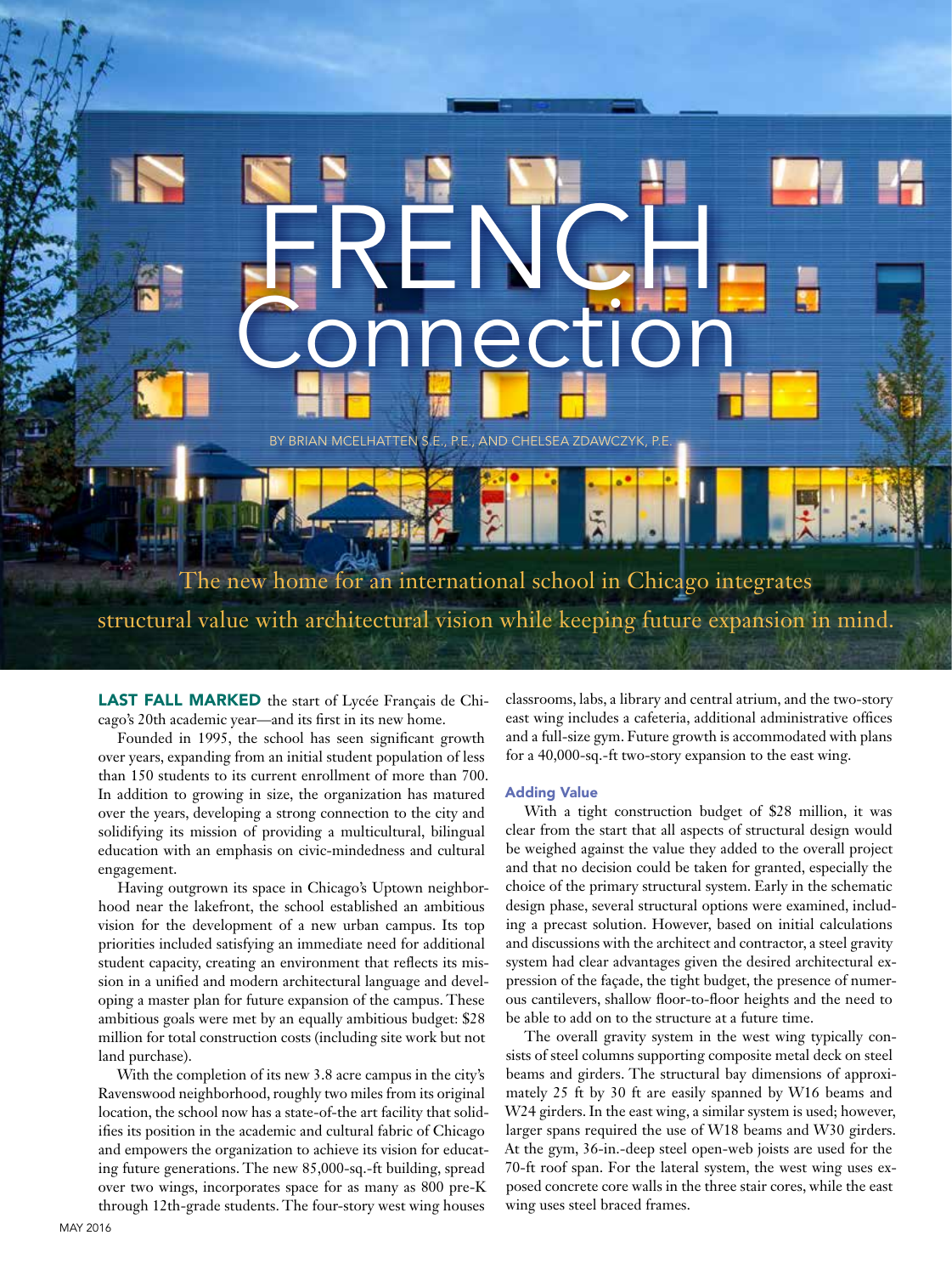# FRENCH Connection

BY BRIAN MCELHATTEN S.E., P.E., AND CHELSEA ZDAWCZYK, P.E.

The new home for an international school in Chicago integrates structural value with architectural vision while keeping future expansion in mind.

**LAST FALL MARKED** the start of Lycée Français de Chicago's 20th academic year—and its first in its new home.

Founded in 1995, the school has seen significant growth over years, expanding from an initial student population of less than 150 students to its current enrollment of more than 700. In addition to growing in size, the organization has matured over the years, developing a strong connection to the city and solidifying its mission of providing a multicultural, bilingual education with an emphasis on civic-mindedness and cultural engagement.

Having outgrown its space in Chicago's Uptown neighborhood near the lakefront, the school established an ambitious vision for the development of a new urban campus. Its top priorities included satisfying an immediate need for additional student capacity, creating an environment that reflects its mission in a unified and modern architectural language and developing a master plan for future expansion of the campus. These ambitious goals were met by an equally ambitious budget: $28 million for total construction costs (including site work but not land purchase).

With the completion of its new 3.8 acre campus in the city's Ravenswood neighborhood, roughly two miles from its original location, the school now has a state-of-the art facility that solidifies its position in the academic and cultural fabric of Chicago and empowers the organization to achieve its vision for educating future generations. The new 85,000-sq.-ft building, spread over two wings, incorporates space for as many as 800 pre-K through 12th-grade students. The four-story west wing houses classrooms, labs, a library and central atrium, and the two-story east wing includes a cafeteria, additional administrative offices and a full-size gym. Future growth is accommodated with plans for a 40,000-sq.-ft two-story expansion to the east wing.

### Adding Value

With a tight construction budget of $28 million, it was clear from the start that all aspects of structural design would be weighed against the value they added to the overall project and that no decision could be taken for granted, especially the choice of the primary structural system. Early in the schematic design phase, several structural options were examined, including a precast solution. However, based on initial calculations and discussions with the architect and contractor, a steel gravity system had clear advantages given the desired architectural expression of the façade, the tight budget, the presence of numerous cantilevers, shallow floor-to-floor heights and the need to be able to add on to the structure at a future time.

The overall gravity system in the west wing typically consists of steel columns supporting composite metal deck on steel beams and girders. The structural bay dimensions of approximately 25 ft by 30 ft are easily spanned by W16 beams and W24 girders. In the east wing, a similar system is used; however, larger spans required the use of W18 beams and W30 girders. At the gym, 36-in.-deep steel open-web joists are used for the 70-ft roof span. For the lateral system, the west wing uses exposed concrete core walls in the three stair cores, while the east wing uses steel braced frames.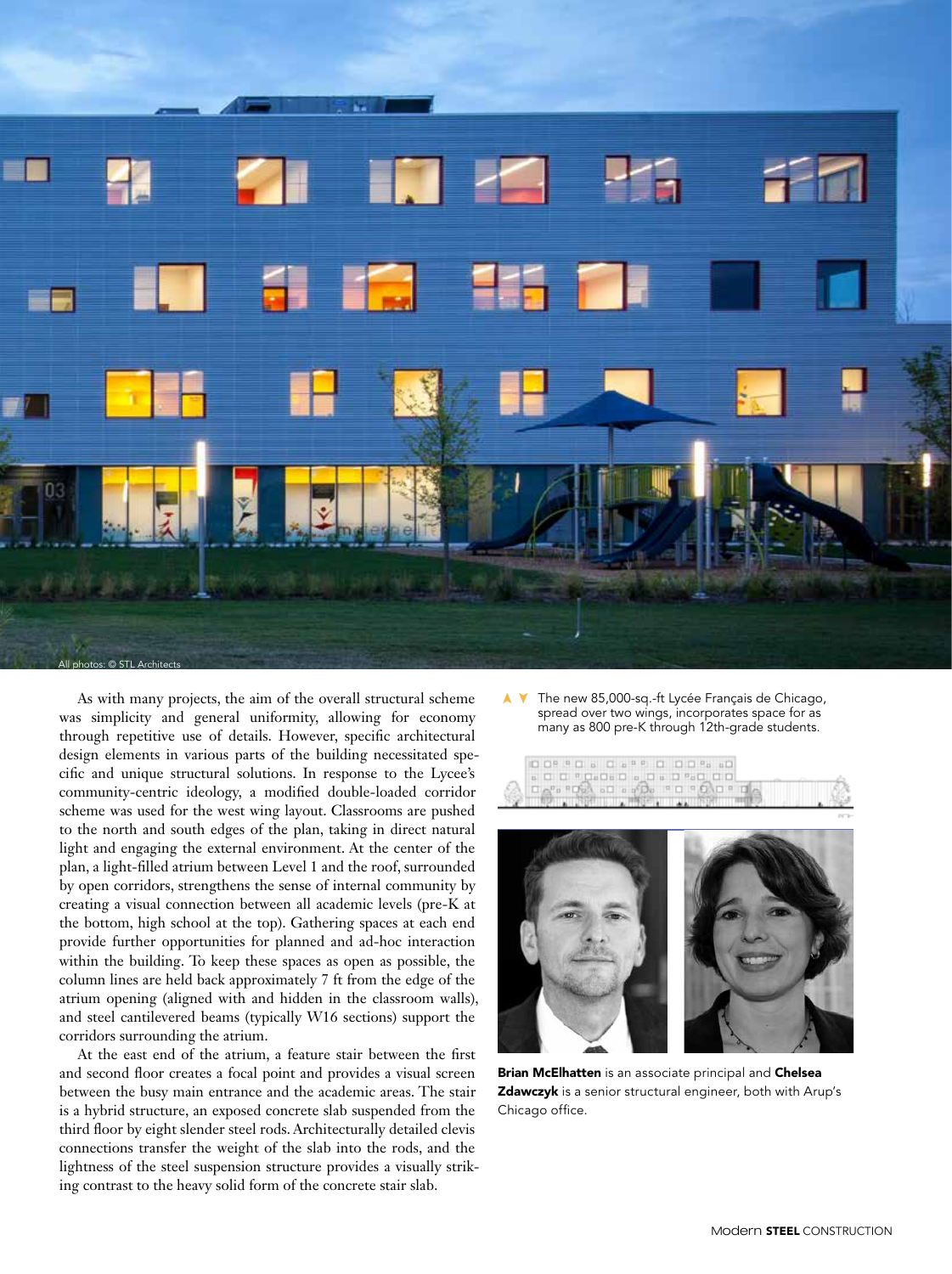All photos: © STL Architects

As with many projects, the aim of the overall structural scheme was simplicity and general uniformity, allowing for economy through repetitive use of details. However, specific architectural design elements in various parts of the building necessitated specific and unique structural solutions. In response to the Lycee's community-centric ideology, a modified double-loaded corridor scheme was used for the west wing layout. Classrooms are pushed to the north and south edges of the plan, taking in direct natural light and engaging the external environment. At the center of the plan, a light-filled atrium between Level 1 and the roof, surrounded by open corridors, strengthens the sense of internal community by creating a visual connection between all academic levels (pre-K at the bottom, high school at the top). Gathering spaces at each end provide further opportunities for planned and ad-hoc interaction within the building. To keep these spaces as open as possible, the column lines are held back approximately 7 ft from the edge of the atrium opening (aligned with and hidden in the classroom walls), and steel cantilevered beams (typically W16 sections) support the corridors surrounding the atrium.

At the east end of the atrium, a feature stair between the first and second floor creates a focal point and provides a visual screen between the busy main entrance and the academic areas. The stair is a hybrid structure, an exposed concrete slab suspended from the third floor by eight slender steel rods. Architecturally detailed clevis connections transfer the weight of the slab into the rods, and the lightness of the steel suspension structure provides a visually striking contrast to the heavy solid form of the concrete stair slab.

▲ ▼ The new 85,000-sq.-ft Lycée Français de Chicago, spread over two wings, incorporates space for as many as 800 pre-K through 12th-grade students.

**Brian McElhatten** is an associate principal and **Chelsea Zdawczyk** is a senior structural engineer, both with Arup's Chicago office.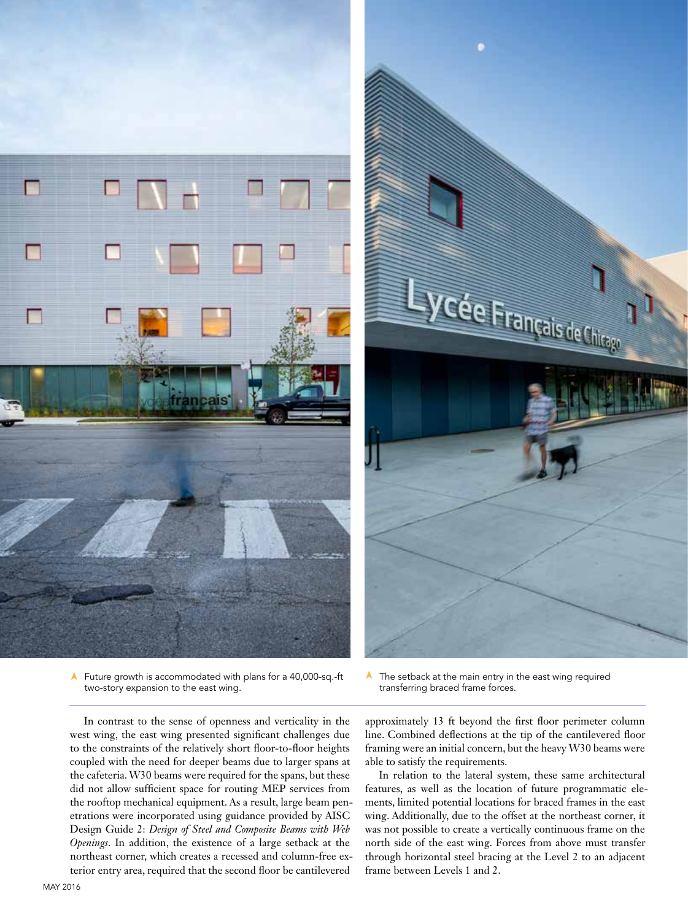▲ Future growth is accommodated with plans for a 40,000-sq.-ft two-story expansion to the east wing.

▲ The setback at the main entry in the east wing required transferring braced frame forces.

In contrast to the sense of openness and verticality in the west wing, the east wing presented significant challenges due to the constraints of the relatively short floor-to-floor heights coupled with the need for deeper beams due to larger spans at the cafeteria. W30 beams were required for the spans, but these did not allow sufficient space for routing MEP services from the rooftop mechanical equipment. As a result, large beam penetrations were incorporated using guidance provided by AISC Design Guide 2: *Design of Steel and Composite Beams with Web Openings*. In addition, the existence of a large setback at the northeast corner, which creates a recessed and column-free exterior entry area, required that the second floor be cantilevered approximately 13 ft beyond the first floor perimeter column line. Combined deflections at the tip of the cantilevered floor framing were an initial concern, but the heavy W30 beams were able to satisfy the requirements.

In relation to the lateral system, these same architectural features, as well as the location of future programmatic elements, limited potential locations for braced frames in the east wing. Additionally, due to the offset at the northeast corner, it was not possible to create a vertically continuous frame on the north side of the east wing. Forces from above must transfer through horizontal steel bracing at the Level 2 to an adjacent frame between Levels 1 and 2.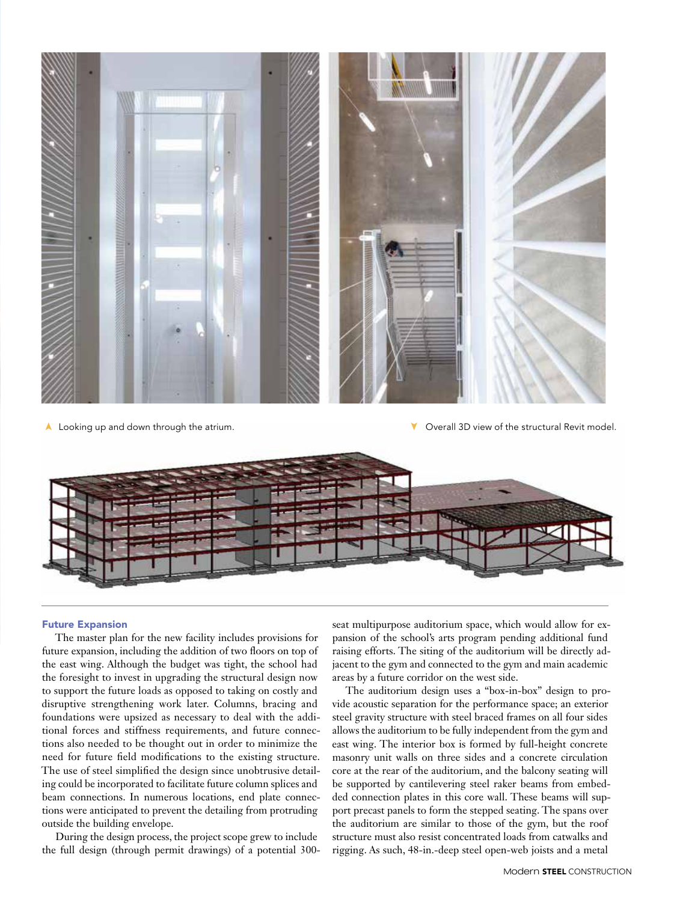▲ Looking up and down through the atrium.

▼ Overall 3D view of the structural Revit model.

### Future Expansion

The master plan for the new facility includes provisions for future expansion, including the addition of two floors on top of the east wing. Although the budget was tight, the school had the foresight to invest in upgrading the structural design now to support the future loads as opposed to taking on costly and disruptive strengthening work later. Columns, bracing and foundations were upsized as necessary to deal with the additional forces and stiffness requirements, and future connections also needed to be thought out in order to minimize the need for future field modifications to the existing structure. The use of steel simplified the design since unobtrusive detailing could be incorporated to facilitate future column splices and beam connections. In numerous locations, end plate connections were anticipated to prevent the detailing from protruding outside the building envelope.

During the design process, the project scope grew to include the full design (through permit drawings) of a potential 300-seat multipurpose auditorium space, which would allow for expansion of the school's arts program pending additional fund raising efforts. The siting of the auditorium will be directly adjacent to the gym and connected to the gym and main academic areas by a future corridor on the west side.

The auditorium design uses a "box-in-box" design to provide acoustic separation for the performance space; an exterior steel gravity structure with steel braced frames on all four sides allows the auditorium to be fully independent from the gym and east wing. The interior box is formed by full-height concrete masonry unit walls on three sides and a concrete circulation core at the rear of the auditorium, and the balcony seating will be supported by cantilevering steel raker beams from embedded connection plates in this core wall. These beams will support precast panels to form the stepped seating. The spans over the auditorium are similar to those of the gym, but the roof structure must also resist concentrated loads from catwalks and rigging. As such, 48-in.-deep steel open-web joists and a metal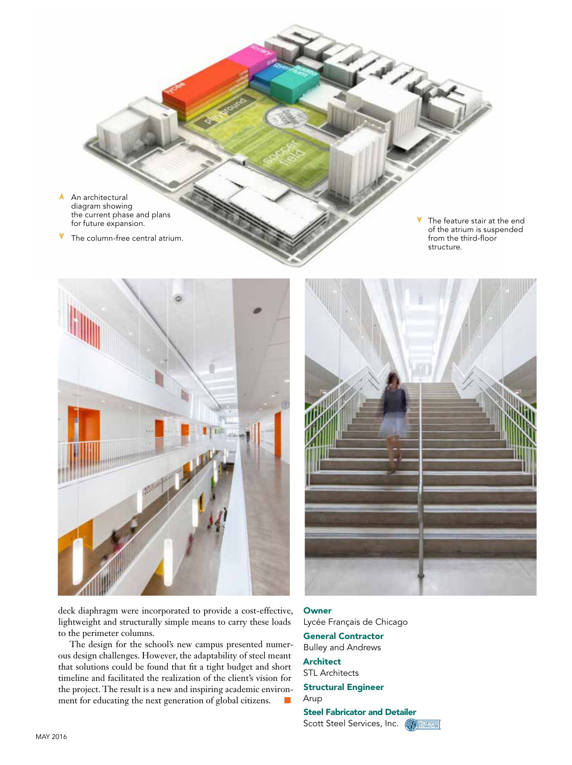An architectural diagram showing the current phase and plans for future expansion.

The column-free central atrium.

The feature stair at the end of the atrium is suspended from the third-floor structure.

deck diaphragm were incorporated to provide a cost-effective, lightweight and structurally simple means to carry these loads to the perimeter columns.

The design for the school's new campus presented numerous design challenges. However, the adaptability of steel meant that solutions could be found that fit a tight budget and short timeline and facilitated the realization of the client's vision for the project. The result is a new and inspiring academic environment for educating the next generation of global citizens. ■

**Owner**
Lycée Français de Chicago

**General Contractor**
Bulley and Andrews

**Architect**
STL Architects

**Structural Engineer**
Arup

**Steel Fabricator and Detailer**
Scott Steel Services, Inc.